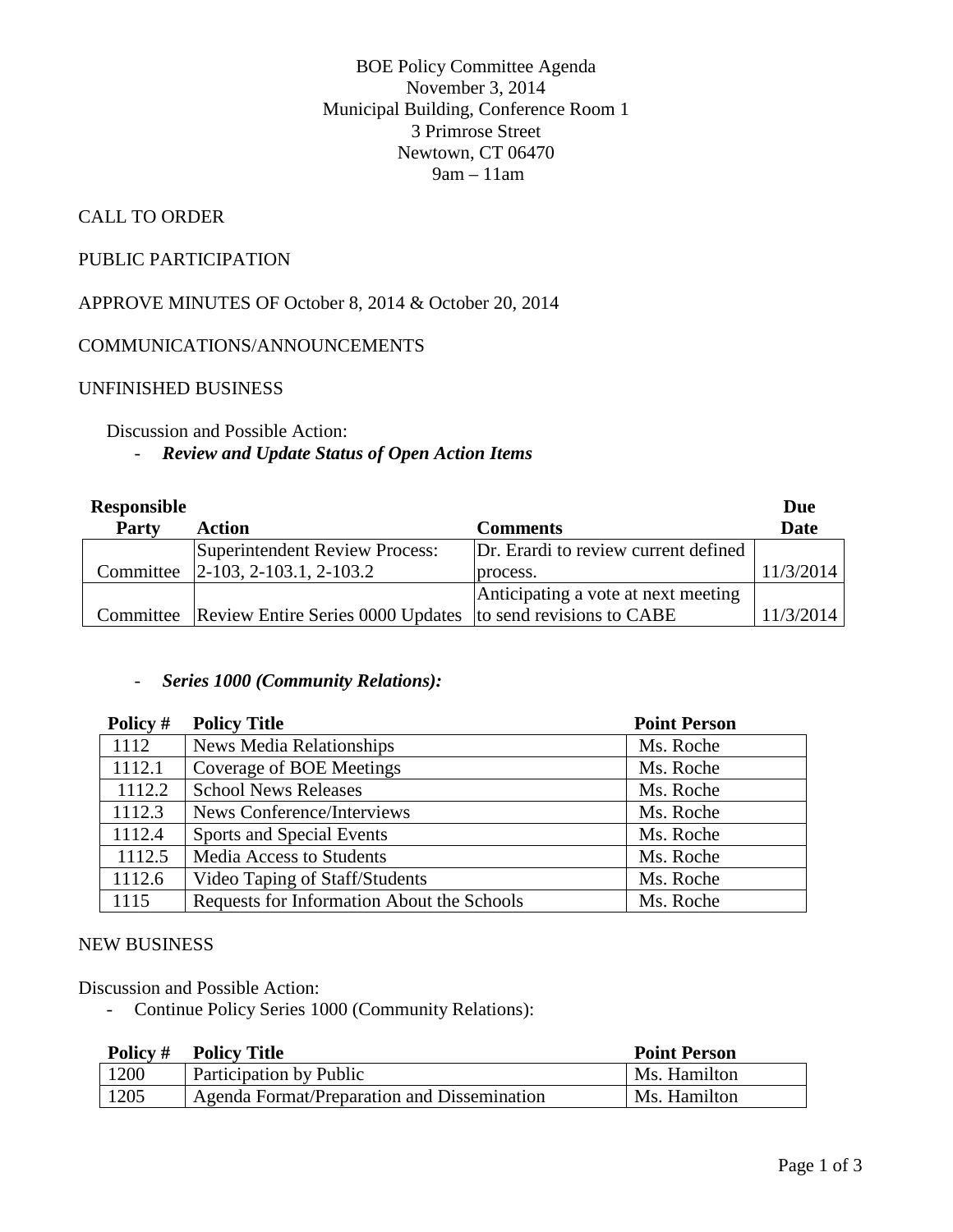BOE Policy Committee Agenda
November 3, 2014
Municipal Building, Conference Room 1
3 Primrose Street
Newtown, CT 06470
9am – 11am

CALL TO ORDER

PUBLIC PARTICIPATION

APPROVE MINUTES OF October 8, 2014 & October 20, 2014

COMMUNICATIONS/ANNOUNCEMENTS

UNFINISHED BUSINESS

Discussion and Possible Action:

- ***Review and Update Status of Open Action Items***

| Responsible Party | Action | Comments | Due Date |
|---|---|---|---|
| Committee | Superintendent Review Process: 2-103, 2-103.1, 2-103.2 | Dr. Erardi to review current defined process. | 11/3/2014 |
| Committee | Review Entire Series 0000 Updates | Anticipating a vote at next meeting to send revisions to CABE | 11/3/2014 |

- ***Series 1000 (Community Relations):***

| Policy # | Policy Title | Point Person |
|---|---|---|
| 1112 | News Media Relationships | Ms. Roche |
| 1112.1 | Coverage of BOE Meetings | Ms. Roche |
| 1112.2 | School News Releases | Ms. Roche |
| 1112.3 | News Conference/Interviews | Ms. Roche |
| 1112.4 | Sports and Special Events | Ms. Roche |
| 1112.5 | Media Access to Students | Ms. Roche |
| 1112.6 | Video Taping of Staff/Students | Ms. Roche |
| 1115 | Requests for Information About the Schools | Ms. Roche |

NEW BUSINESS

Discussion and Possible Action:

- Continue Policy Series 1000 (Community Relations):

| Policy # | Policy Title | Point Person |
|---|---|---|
| 1200 | Participation by Public | Ms. Hamilton |
| 1205 | Agenda Format/Preparation and Dissemination | Ms. Hamilton |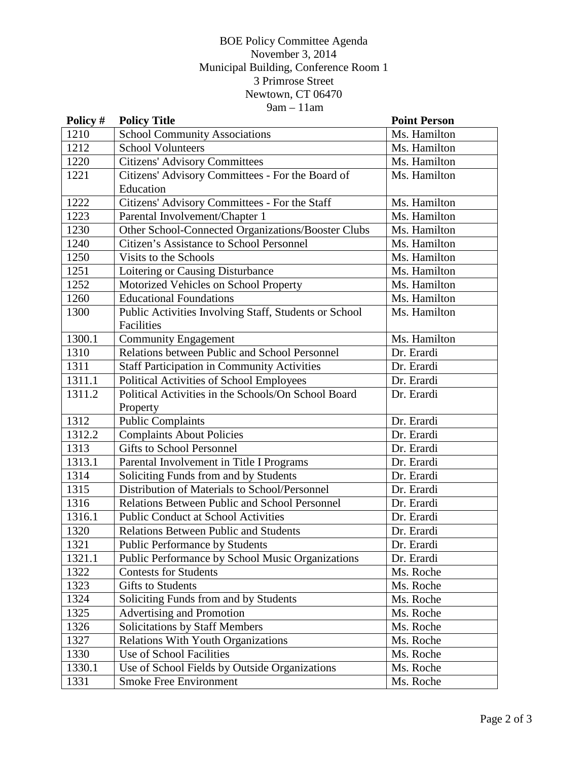BOE Policy Committee Agenda
November 3, 2014
Municipal Building, Conference Room 1
3 Primrose Street
Newtown, CT 06470
9am – 11am

| Policy # | Policy Title | Point Person |
|---|---|---|
| 1210 | School Community Associations | Ms. Hamilton |
| 1212 | School Volunteers | Ms. Hamilton |
| 1220 | Citizens' Advisory Committees | Ms. Hamilton |
| 1221 | Citizens' Advisory Committees - For the Board of Education | Ms. Hamilton |
| 1222 | Citizens' Advisory Committees - For the Staff | Ms. Hamilton |
| 1223 | Parental Involvement/Chapter 1 | Ms. Hamilton |
| 1230 | Other School-Connected Organizations/Booster Clubs | Ms. Hamilton |
| 1240 | Citizen's Assistance to School Personnel | Ms. Hamilton |
| 1250 | Visits to the Schools | Ms. Hamilton |
| 1251 | Loitering or Causing Disturbance | Ms. Hamilton |
| 1252 | Motorized Vehicles on School Property | Ms. Hamilton |
| 1260 | Educational Foundations | Ms. Hamilton |
| 1300 | Public Activities Involving Staff, Students or School Facilities | Ms. Hamilton |
| 1300.1 | Community Engagement | Ms. Hamilton |
| 1310 | Relations between Public and School Personnel | Dr. Erardi |
| 1311 | Staff Participation in Community Activities | Dr. Erardi |
| 1311.1 | Political Activities of School Employees | Dr. Erardi |
| 1311.2 | Political Activities in the Schools/On School Board Property | Dr. Erardi |
| 1312 | Public Complaints | Dr. Erardi |
| 1312.2 | Complaints About Policies | Dr. Erardi |
| 1313 | Gifts to School Personnel | Dr. Erardi |
| 1313.1 | Parental Involvement in Title I Programs | Dr. Erardi |
| 1314 | Soliciting Funds from and by Students | Dr. Erardi |
| 1315 | Distribution of Materials to School/Personnel | Dr. Erardi |
| 1316 | Relations Between Public and School Personnel | Dr. Erardi |
| 1316.1 | Public Conduct at School Activities | Dr. Erardi |
| 1320 | Relations Between Public and Students | Dr. Erardi |
| 1321 | Public Performance by Students | Dr. Erardi |
| 1321.1 | Public Performance by School Music Organizations | Dr. Erardi |
| 1322 | Contests for Students | Ms. Roche |
| 1323 | Gifts to Students | Ms. Roche |
| 1324 | Soliciting Funds from and by Students | Ms. Roche |
| 1325 | Advertising and Promotion | Ms. Roche |
| 1326 | Solicitations by Staff Members | Ms. Roche |
| 1327 | Relations With Youth Organizations | Ms. Roche |
| 1330 | Use of School Facilities | Ms. Roche |
| 1330.1 | Use of School Fields by Outside Organizations | Ms. Roche |
| 1331 | Smoke Free Environment | Ms. Roche |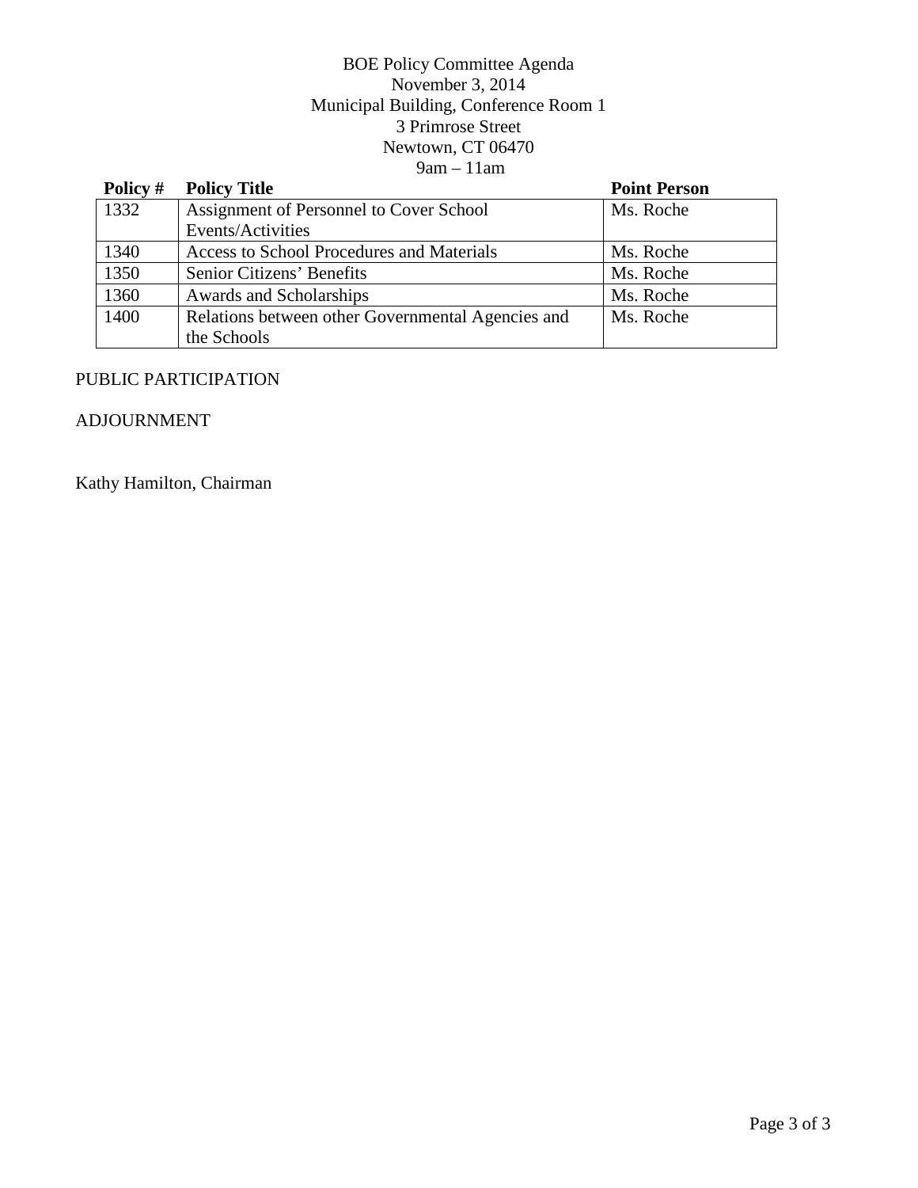BOE Policy Committee Agenda
November 3, 2014
Municipal Building, Conference Room 1
3 Primrose Street
Newtown, CT 06470
9am – 11am

| Policy # | Policy Title | Point Person |
| --- | --- | --- |
| 1332 | Assignment of Personnel to Cover School Events/Activities | Ms. Roche |
| 1340 | Access to School Procedures and Materials | Ms. Roche |
| 1350 | Senior Citizens' Benefits | Ms. Roche |
| 1360 | Awards and Scholarships | Ms. Roche |
| 1400 | Relations between other Governmental Agencies and the Schools | Ms. Roche |

PUBLIC PARTICIPATION

ADJOURNMENT

Kathy Hamilton, Chairman